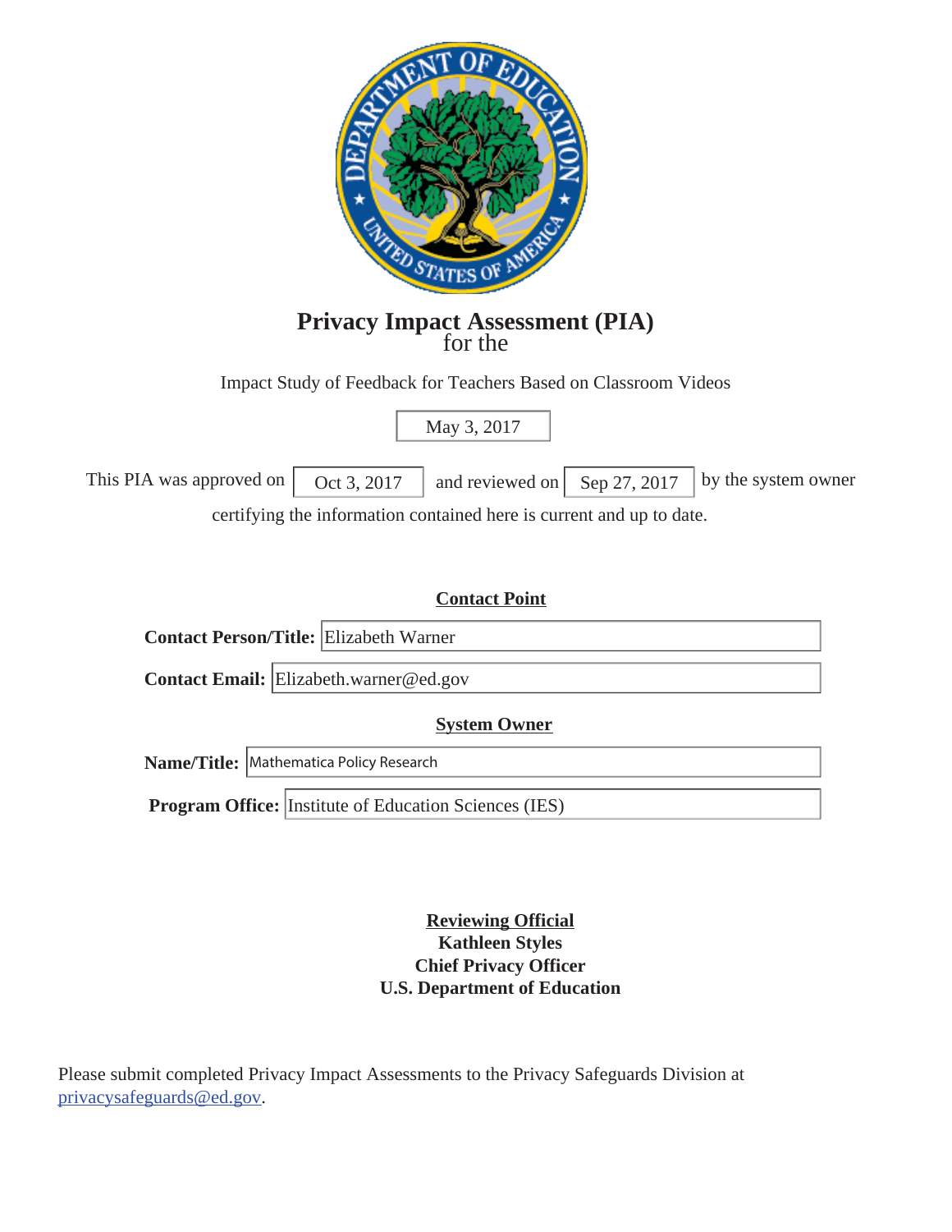# Privacy Impact Assessment (PIA)

for the

Impact Study of Feedback for Teachers Based on Classroom Videos

May 3, 2017

This PIA was approved on Oct 3, 2017 and reviewed on Sep 27, 2017 by the system owner certifying the information contained here is current and up to date.

## Contact Point

**Contact Person/Title:** Elizabeth Warner

**Contact Email:** Elizabeth.warner@ed.gov

## System Owner

**Name/Title:** Mathematica Policy Research

**Program Office:** Institute of Education Sciences (IES)

**Reviewing Official**
**Kathleen Styles**
**Chief Privacy Officer**
**U.S. Department of Education**

Please submit completed Privacy Impact Assessments to the Privacy Safeguards Division at privacysafeguards@ed.gov.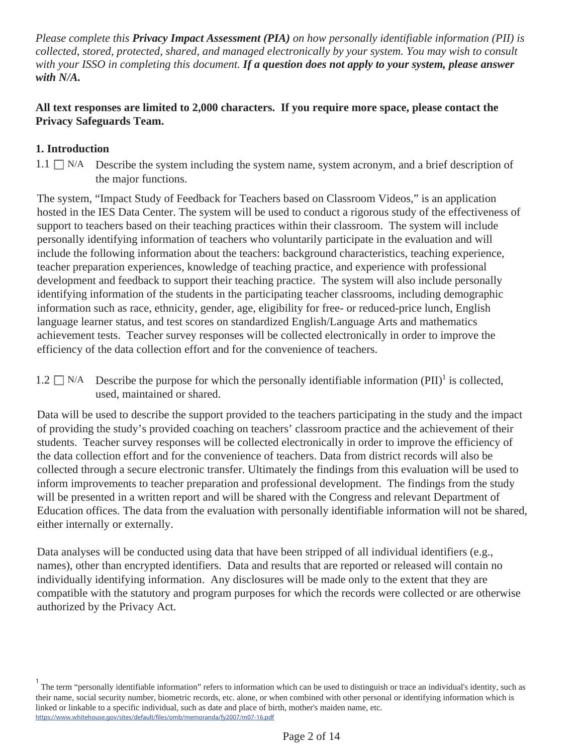*Please complete this* ***Privacy Impact Assessment (PIA)*** *on how personally identifiable information (PII) is collected, stored, protected, shared, and managed electronically by your system. You may wish to consult with your ISSO in completing this document.* ***If a question does not apply to your system, please answer with N/A.***

**All text responses are limited to 2,000 characters. If you require more space, please contact the Privacy Safeguards Team.**

## 1. Introduction

1.1 ☐ N/A Describe the system including the system name, system acronym, and a brief description of the major functions.

The system, "Impact Study of Feedback for Teachers based on Classroom Videos," is an application hosted in the IES Data Center. The system will be used to conduct a rigorous study of the effectiveness of support to teachers based on their teaching practices within their classroom. The system will include personally identifying information of teachers who voluntarily participate in the evaluation and will include the following information about the teachers: background characteristics, teaching experience, teacher preparation experiences, knowledge of teaching practice, and experience with professional development and feedback to support their teaching practice. The system will also include personally identifying information of the students in the participating teacher classrooms, including demographic information such as race, ethnicity, gender, age, eligibility for free- or reduced-price lunch, English language learner status, and test scores on standardized English/Language Arts and mathematics achievement tests. Teacher survey responses will be collected electronically in order to improve the efficiency of the data collection effort and for the convenience of teachers.

1.2 ☐ N/A Describe the purpose for which the personally identifiable information (PII)[1] is collected, used, maintained or shared.

Data will be used to describe the support provided to the teachers participating in the study and the impact of providing the study's provided coaching on teachers' classroom practice and the achievement of their students. Teacher survey responses will be collected electronically in order to improve the efficiency of the data collection effort and for the convenience of teachers. Data from district records will also be collected through a secure electronic transfer. Ultimately the findings from this evaluation will be used to inform improvements to teacher preparation and professional development. The findings from the study will be presented in a written report and will be shared with the Congress and relevant Department of Education offices. The data from the evaluation with personally identifiable information will not be shared, either internally or externally.

Data analyses will be conducted using data that have been stripped of all individual identifiers (e.g., names), other than encrypted identifiers. Data and results that are reported or released will contain no individually identifying information. Any disclosures will be made only to the extent that they are compatible with the statutory and program purposes for which the records were collected or are otherwise authorized by the Privacy Act.

[1] The term "personally identifiable information" refers to information which can be used to distinguish or trace an individual's identity, such as their name, social security number, biometric records, etc. alone, or when combined with other personal or identifying information which is linked or linkable to a specific individual, such as date and place of birth, mother's maiden name, etc. https://www.whitehouse.gov/sites/default/files/omb/memoranda/fy2007/m07-16.pdf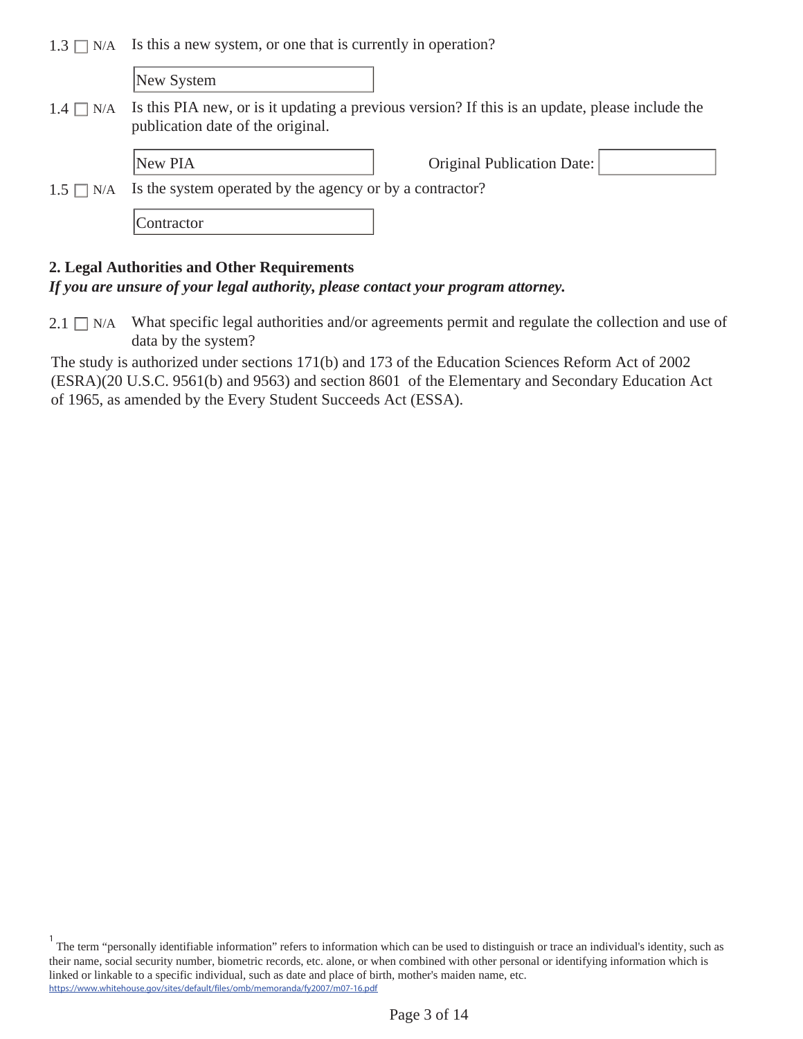1.3 ☐ N/A Is this a new system, or one that is currently in operation?

New System

1.4 ☐ N/A Is this PIA new, or is it updating a previous version? If this is an update, please include the publication date of the original.

New PIA

Original Publication Date:

1.5 ☐ N/A Is the system operated by the agency or by a contractor?

Contractor

**2. Legal Authorities and Other Requirements**

***If you are unsure of your legal authority, please contact your program attorney.***

2.1 ☐ N/A What specific legal authorities and/or agreements permit and regulate the collection and use of data by the system?

The study is authorized under sections 171(b) and 173 of the Education Sciences Reform Act of 2002 (ESRA)(20 U.S.C. 9561(b) and 9563) and section 8601 of the Elementary and Secondary Education Act of 1965, as amended by the Every Student Succeeds Act (ESSA).

[1] The term "personally identifiable information" refers to information which can be used to distinguish or trace an individual's identity, such as their name, social security number, biometric records, etc. alone, or when combined with other personal or identifying information which is linked or linkable to a specific individual, such as date and place of birth, mother's maiden name, etc. https://www.whitehouse.gov/sites/default/files/omb/memoranda/fy2007/m07-16.pdf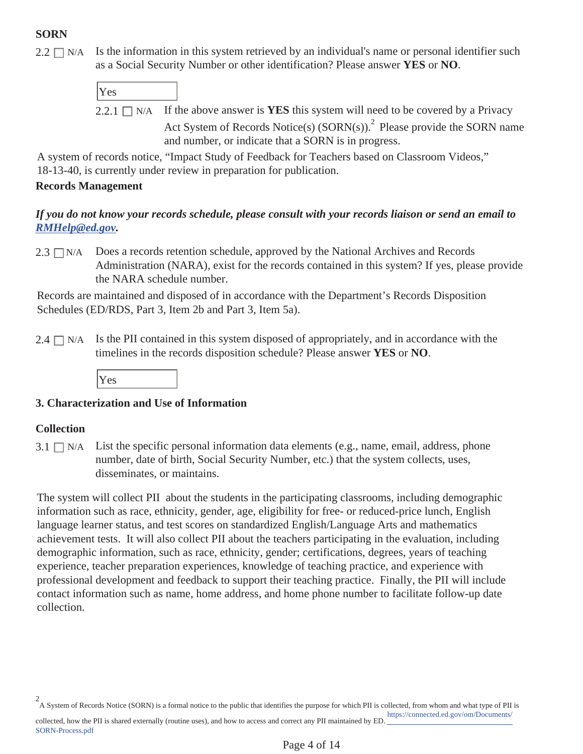**SORN**

2.2 ☐ N/A Is the information in this system retrieved by an individual's name or personal identifier such as a Social Security Number or other identification? Please answer **YES** or **NO**.

Yes

2.2.1 ☐ N/A If the above answer is **YES** this system will need to be covered by a Privacy Act System of Records Notice(s) (SORN(s)).[2] Please provide the SORN name and number, or indicate that a SORN is in progress.

A system of records notice, "Impact Study of Feedback for Teachers based on Classroom Videos," 18-13-40, is currently under review in preparation for publication.

**Records Management**

***If you do not know your records schedule, please consult with your records liaison or send an email to RMHelp@ed.gov.***

2.3 ☐ N/A Does a records retention schedule, approved by the National Archives and Records Administration (NARA), exist for the records contained in this system? If yes, please provide the NARA schedule number.

Records are maintained and disposed of in accordance with the Department's Records Disposition Schedules (ED/RDS, Part 3, Item 2b and Part 3, Item 5a).

2.4 ☐ N/A Is the PII contained in this system disposed of appropriately, and in accordance with the timelines in the records disposition schedule? Please answer **YES** or **NO**.

Yes

## 3. Characterization and Use of Information

**Collection**

3.1 ☐ N/A List the specific personal information data elements (e.g., name, email, address, phone number, date of birth, Social Security Number, etc.) that the system collects, uses, disseminates, or maintains.

The system will collect PII about the students in the participating classrooms, including demographic information such as race, ethnicity, gender, age, eligibility for free- or reduced-price lunch, English language learner status, and test scores on standardized English/Language Arts and mathematics achievement tests. It will also collect PII about the teachers participating in the evaluation, including demographic information, such as race, ethnicity, gender; certifications, degrees, years of teaching experience, teacher preparation experiences, knowledge of teaching practice, and experience with professional development and feedback to support their teaching practice. Finally, the PII will include contact information such as name, home address, and home phone number to facilitate follow-up date collection.

[2] A System of Records Notice (SORN) is a formal notice to the public that identifies the purpose for which PII is collected, from whom and what type of PII is collected, how the PII is shared externally (routine uses), and how to access and correct any PII maintained by ED. https://connected.ed.gov/om/Documents/SORN-Process.pdf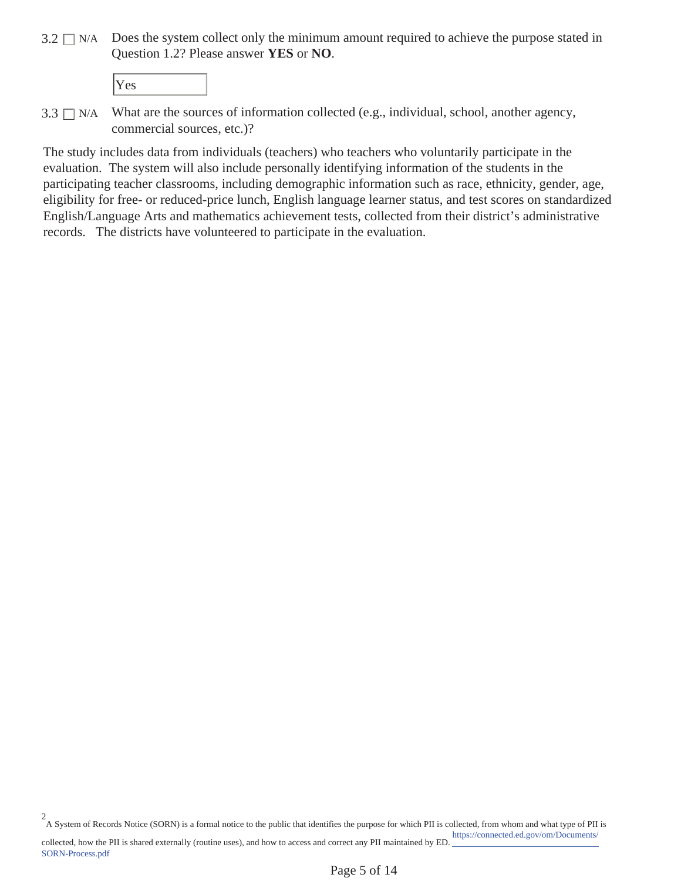3.2 ☐ N/A Does the system collect only the minimum amount required to achieve the purpose stated in Question 1.2? Please answer **YES** or **NO**.

Yes

3.3 ☐ N/A What are the sources of information collected (e.g., individual, school, another agency, commercial sources, etc.)?

The study includes data from individuals (teachers) who teachers who voluntarily participate in the evaluation. The system will also include personally identifying information of the students in the participating teacher classrooms, including demographic information such as race, ethnicity, gender, age, eligibility for free- or reduced-price lunch, English language learner status, and test scores on standardized English/Language Arts and mathematics achievement tests, collected from their district's administrative records. The districts have volunteered to participate in the evaluation.

[2] A System of Records Notice (SORN) is a formal notice to the public that identifies the purpose for which PII is collected, from whom and what type of PII is collected, how the PII is shared externally (routine uses), and how to access and correct any PII maintained by ED. https://connected.ed.gov/om/Documents/SORN-Process.pdf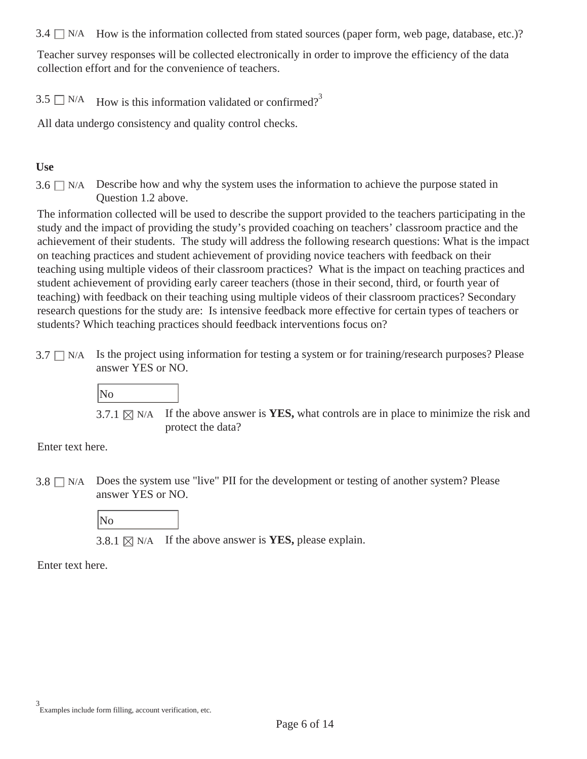3.4 ☐ N/A How is the information collected from stated sources (paper form, web page, database, etc.)?

Teacher survey responses will be collected electronically in order to improve the efficiency of the data collection effort and for the convenience of teachers.

3.5 ☐ N/A How is this information validated or confirmed?[3]

All data undergo consistency and quality control checks.

**Use**

3.6 ☐ N/A Describe how and why the system uses the information to achieve the purpose stated in Question 1.2 above.

The information collected will be used to describe the support provided to the teachers participating in the study and the impact of providing the study's provided coaching on teachers' classroom practice and the achievement of their students. The study will address the following research questions: What is the impact on teaching practices and student achievement of providing novice teachers with feedback on their teaching using multiple videos of their classroom practices? What is the impact on teaching practices and student achievement of providing early career teachers (those in their second, third, or fourth year of teaching) with feedback on their teaching using multiple videos of their classroom practices? Secondary research questions for the study are: Is intensive feedback more effective for certain types of teachers or students? Which teaching practices should feedback interventions focus on?

3.7 ☐ N/A Is the project using information for testing a system or for training/research purposes? Please answer YES or NO.

No

3.7.1 ☒ N/A If the above answer is **YES,** what controls are in place to minimize the risk and protect the data?

Enter text here.

3.8 ☐ N/A Does the system use "live" PII for the development or testing of another system? Please answer YES or NO.

No

3.8.1 ☒ N/A If the above answer is **YES,** please explain.

Enter text here.

[3] Examples include form filling, account verification, etc.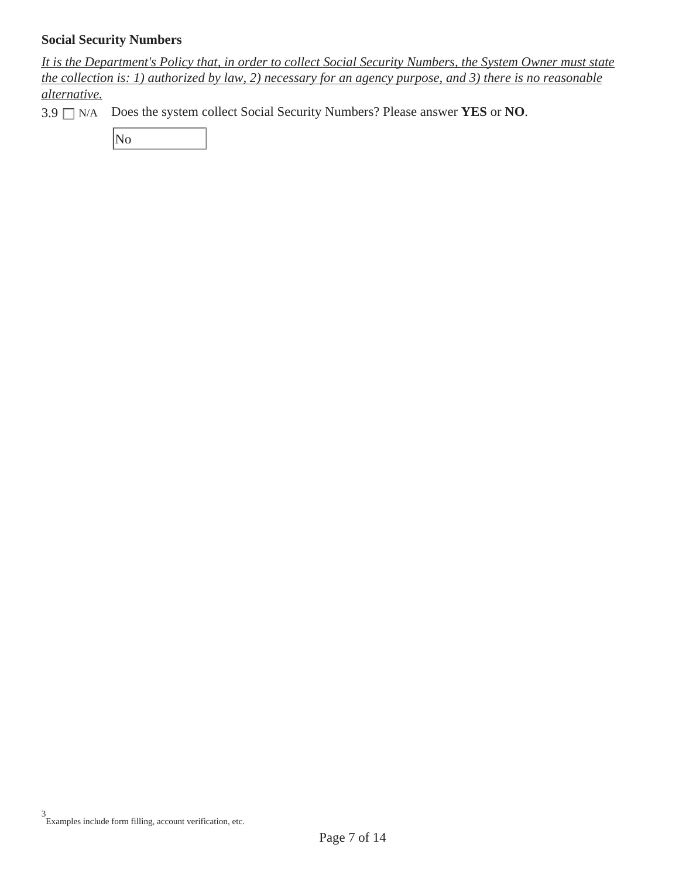**Social Security Numbers**

*It is the Department's Policy that, in order to collect Social Security Numbers, the System Owner must state the collection is: 1) authorized by law, 2) necessary for an agency purpose, and 3) there is no reasonable alternative.*

3.9 ☐ N/A Does the system collect Social Security Numbers? Please answer **YES** or **NO**.

No

[3] Examples include form filling, account verification, etc.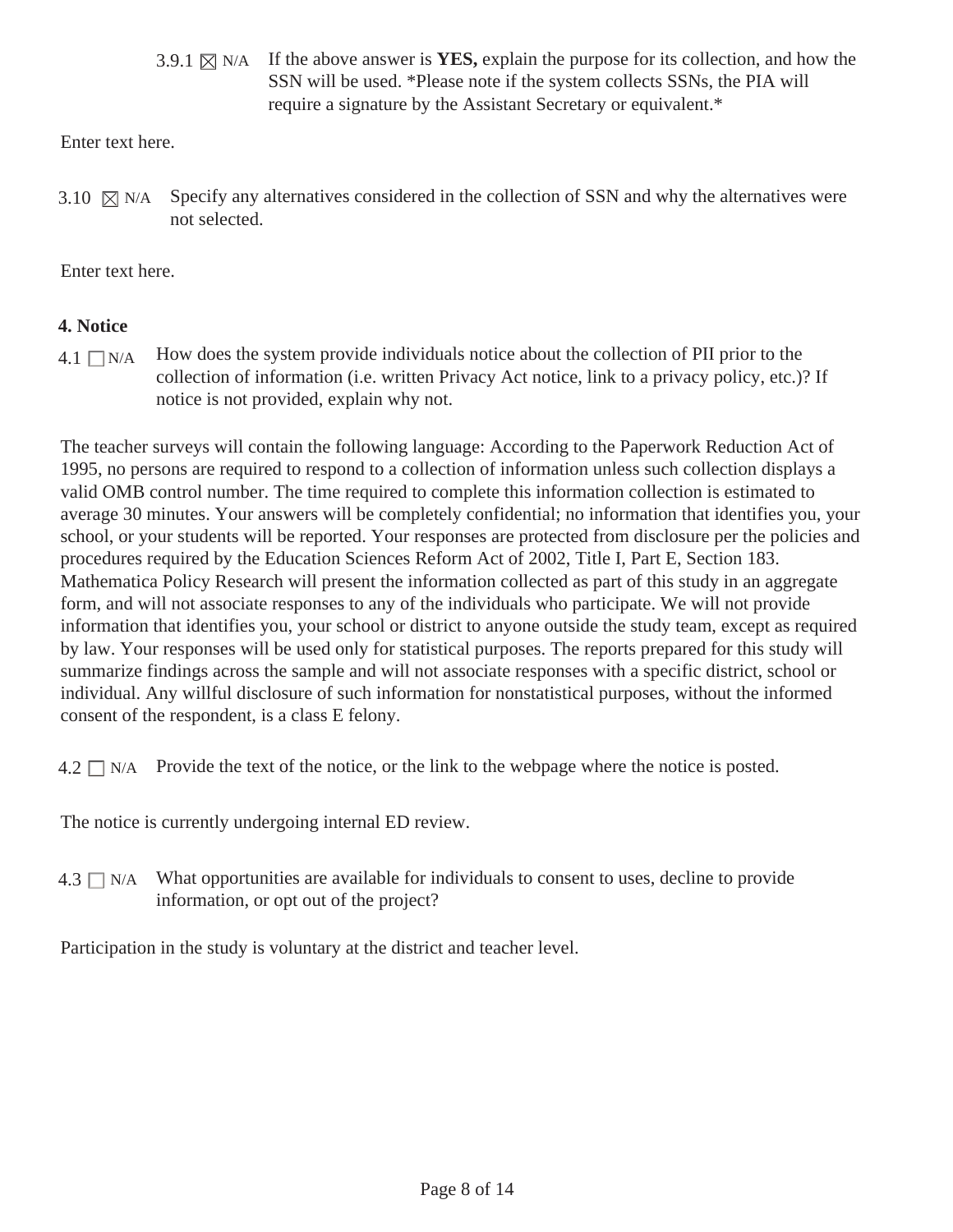3.9.1 ☒ N/A If the above answer is **YES,** explain the purpose for its collection, and how the SSN will be used. *Please note if the system collects SSNs, the PIA will require a signature by the Assistant Secretary or equivalent.*

Enter text here.

3.10 ☒ N/A Specify any alternatives considered in the collection of SSN and why the alternatives were not selected.

Enter text here.

**4. Notice**

4.1 ☐ N/A How does the system provide individuals notice about the collection of PII prior to the collection of information (i.e. written Privacy Act notice, link to a privacy policy, etc.)? If notice is not provided, explain why not.

The teacher surveys will contain the following language: According to the Paperwork Reduction Act of 1995, no persons are required to respond to a collection of information unless such collection displays a valid OMB control number. The time required to complete this information collection is estimated to average 30 minutes. Your answers will be completely confidential; no information that identifies you, your school, or your students will be reported. Your responses are protected from disclosure per the policies and procedures required by the Education Sciences Reform Act of 2002, Title I, Part E, Section 183. Mathematica Policy Research will present the information collected as part of this study in an aggregate form, and will not associate responses to any of the individuals who participate. We will not provide information that identifies you, your school or district to anyone outside the study team, except as required by law. Your responses will be used only for statistical purposes. The reports prepared for this study will summarize findings across the sample and will not associate responses with a specific district, school or individual. Any willful disclosure of such information for nonstatistical purposes, without the informed consent of the respondent, is a class E felony.

4.2 ☐ N/A Provide the text of the notice, or the link to the webpage where the notice is posted.

The notice is currently undergoing internal ED review.

4.3 ☐ N/A What opportunities are available for individuals to consent to uses, decline to provide information, or opt out of the project?

Participation in the study is voluntary at the district and teacher level.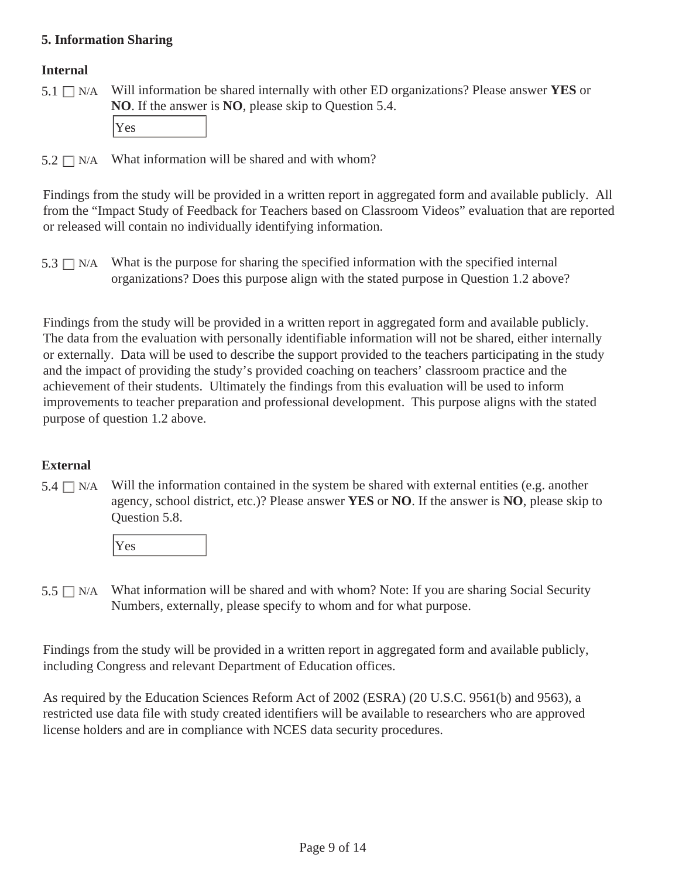### 5. Information Sharing

**Internal**

5.1 ☐ N/A Will information be shared internally with other ED organizations? Please answer **YES** or **NO**. If the answer is **NO**, please skip to Question 5.4.

Yes

5.2 ☐ N/A What information will be shared and with whom?

Findings from the study will be provided in a written report in aggregated form and available publicly. All from the "Impact Study of Feedback for Teachers based on Classroom Videos" evaluation that are reported or released will contain no individually identifying information.

5.3 ☐ N/A What is the purpose for sharing the specified information with the specified internal organizations? Does this purpose align with the stated purpose in Question 1.2 above?

Findings from the study will be provided in a written report in aggregated form and available publicly. The data from the evaluation with personally identifiable information will not be shared, either internally or externally. Data will be used to describe the support provided to the teachers participating in the study and the impact of providing the study's provided coaching on teachers' classroom practice and the achievement of their students. Ultimately the findings from this evaluation will be used to inform improvements to teacher preparation and professional development. This purpose aligns with the stated purpose of question 1.2 above.

**External**

5.4 ☐ N/A Will the information contained in the system be shared with external entities (e.g. another agency, school district, etc.)? Please answer **YES** or **NO**. If the answer is **NO**, please skip to Question 5.8.

Yes

5.5 ☐ N/A What information will be shared and with whom? Note: If you are sharing Social Security Numbers, externally, please specify to whom and for what purpose.

Findings from the study will be provided in a written report in aggregated form and available publicly, including Congress and relevant Department of Education offices.

As required by the Education Sciences Reform Act of 2002 (ESRA) (20 U.S.C. 9561(b) and 9563), a restricted use data file with study created identifiers will be available to researchers who are approved license holders and are in compliance with NCES data security procedures.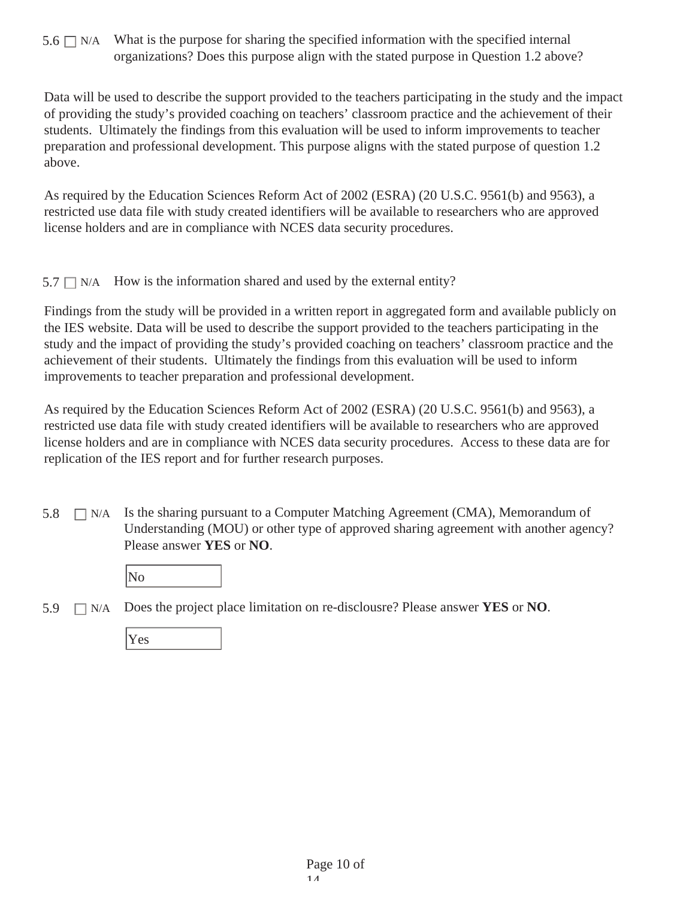5.6 ☐ N/A What is the purpose for sharing the specified information with the specified internal organizations? Does this purpose align with the stated purpose in Question 1.2 above?

Data will be used to describe the support provided to the teachers participating in the study and the impact of providing the study's provided coaching on teachers' classroom practice and the achievement of their students. Ultimately the findings from this evaluation will be used to inform improvements to teacher preparation and professional development. This purpose aligns with the stated purpose of question 1.2 above.

As required by the Education Sciences Reform Act of 2002 (ESRA) (20 U.S.C. 9561(b) and 9563), a restricted use data file with study created identifiers will be available to researchers who are approved license holders and are in compliance with NCES data security procedures.

5.7 ☐ N/A How is the information shared and used by the external entity?

Findings from the study will be provided in a written report in aggregated form and available publicly on the IES website. Data will be used to describe the support provided to the teachers participating in the study and the impact of providing the study's provided coaching on teachers' classroom practice and the achievement of their students. Ultimately the findings from this evaluation will be used to inform improvements to teacher preparation and professional development.

As required by the Education Sciences Reform Act of 2002 (ESRA) (20 U.S.C. 9561(b) and 9563), a restricted use data file with study created identifiers will be available to researchers who are approved license holders and are in compliance with NCES data security procedures. Access to these data are for replication of the IES report and for further research purposes.

5.8 ☐ N/A Is the sharing pursuant to a Computer Matching Agreement (CMA), Memorandum of Understanding (MOU) or other type of approved sharing agreement with another agency? Please answer **YES** or **NO**.

No

5.9 ☐ N/A Does the project place limitation on re-disclousre? Please answer **YES** or **NO**.

Yes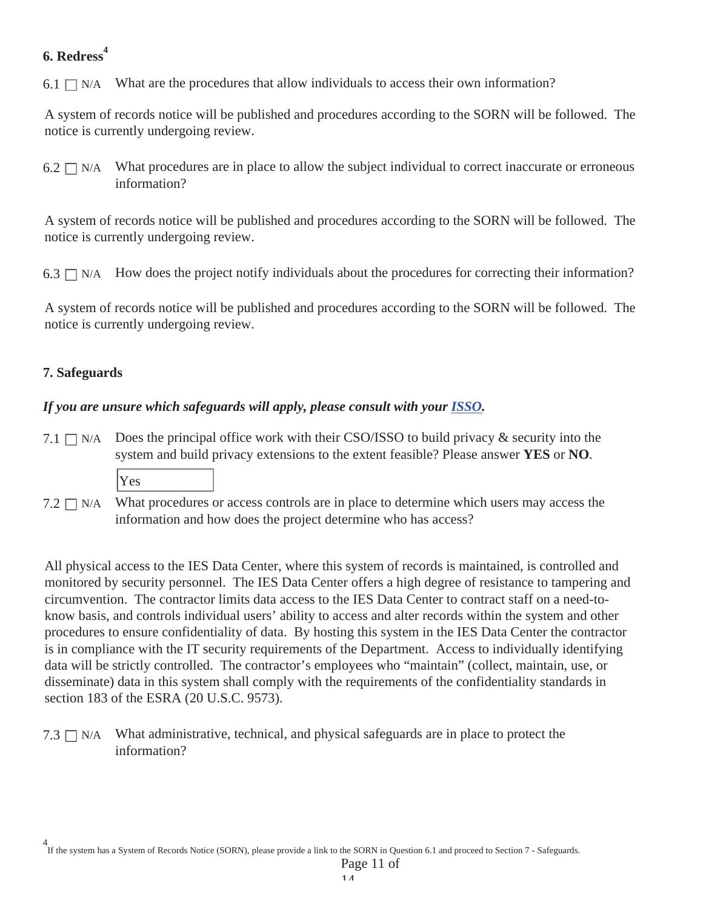### 6. Redress[4]

6.1 ☐ N/A What are the procedures that allow individuals to access their own information?

A system of records notice will be published and procedures according to the SORN will be followed. The notice is currently undergoing review.

6.2 ☐ N/A What procedures are in place to allow the subject individual to correct inaccurate or erroneous information?

A system of records notice will be published and procedures according to the SORN will be followed. The notice is currently undergoing review.

6.3 ☐ N/A How does the project notify individuals about the procedures for correcting their information?

A system of records notice will be published and procedures according to the SORN will be followed. The notice is currently undergoing review.

### 7. Safeguards

***If you are unsure which safeguards will apply, please consult with your [ISSO](ISSO).***

7.1 ☐ N/A Does the principal office work with their CSO/ISSO to build privacy & security into the system and build privacy extensions to the extent feasible? Please answer **YES** or **NO**.

Yes

7.2 ☐ N/A What procedures or access controls are in place to determine which users may access the information and how does the project determine who has access?

All physical access to the IES Data Center, where this system of records is maintained, is controlled and monitored by security personnel. The IES Data Center offers a high degree of resistance to tampering and circumvention. The contractor limits data access to the IES Data Center to contract staff on a need-to-know basis, and controls individual users' ability to access and alter records within the system and other procedures to ensure confidentiality of data. By hosting this system in the IES Data Center the contractor is in compliance with the IT security requirements of the Department. Access to individually identifying data will be strictly controlled. The contractor's employees who "maintain" (collect, maintain, use, or disseminate) data in this system shall comply with the requirements of the confidentiality standards in section 183 of the ESRA (20 U.S.C. 9573).

7.3 ☐ N/A What administrative, technical, and physical safeguards are in place to protect the information?

[4] If the system has a System of Records Notice (SORN), please provide a link to the SORN in Question 6.1 and proceed to Section 7 - Safeguards.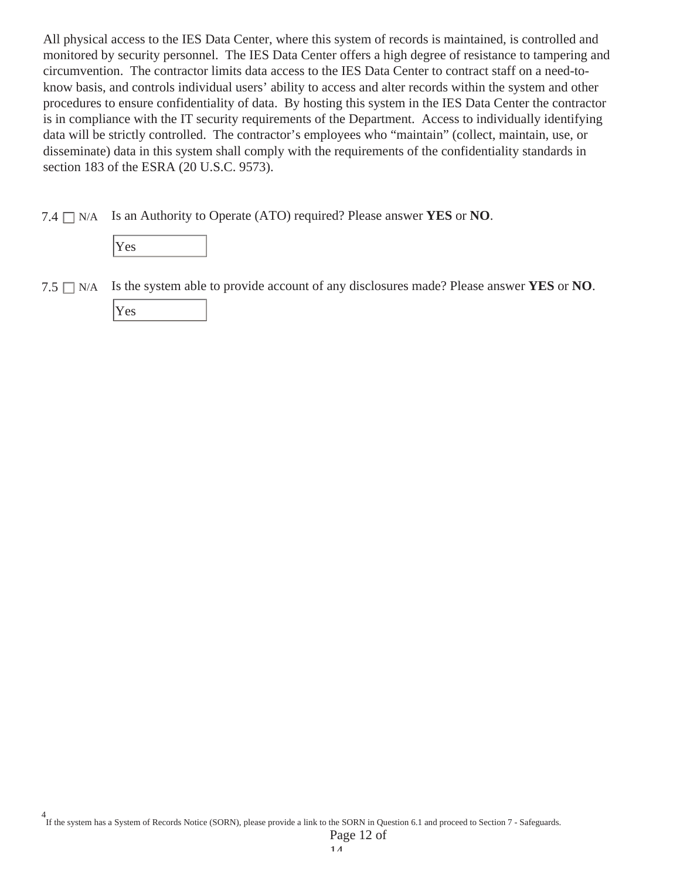All physical access to the IES Data Center, where this system of records is maintained, is controlled and monitored by security personnel. The IES Data Center offers a high degree of resistance to tampering and circumvention. The contractor limits data access to the IES Data Center to contract staff on a need-to-know basis, and controls individual users' ability to access and alter records within the system and other procedures to ensure confidentiality of data. By hosting this system in the IES Data Center the contractor is in compliance with the IT security requirements of the Department. Access to individually identifying data will be strictly controlled. The contractor's employees who "maintain" (collect, maintain, use, or disseminate) data in this system shall comply with the requirements of the confidentiality standards in section 183 of the ESRA (20 U.S.C. 9573).

7.4 ☐ N/A Is an Authority to Operate (ATO) required? Please answer **YES** or **NO**.

Yes

7.5 ☐ N/A Is the system able to provide account of any disclosures made? Please answer **YES** or **NO**.

Yes

[4] If the system has a System of Records Notice (SORN), please provide a link to the SORN in Question 6.1 and proceed to Section 7 - Safeguards.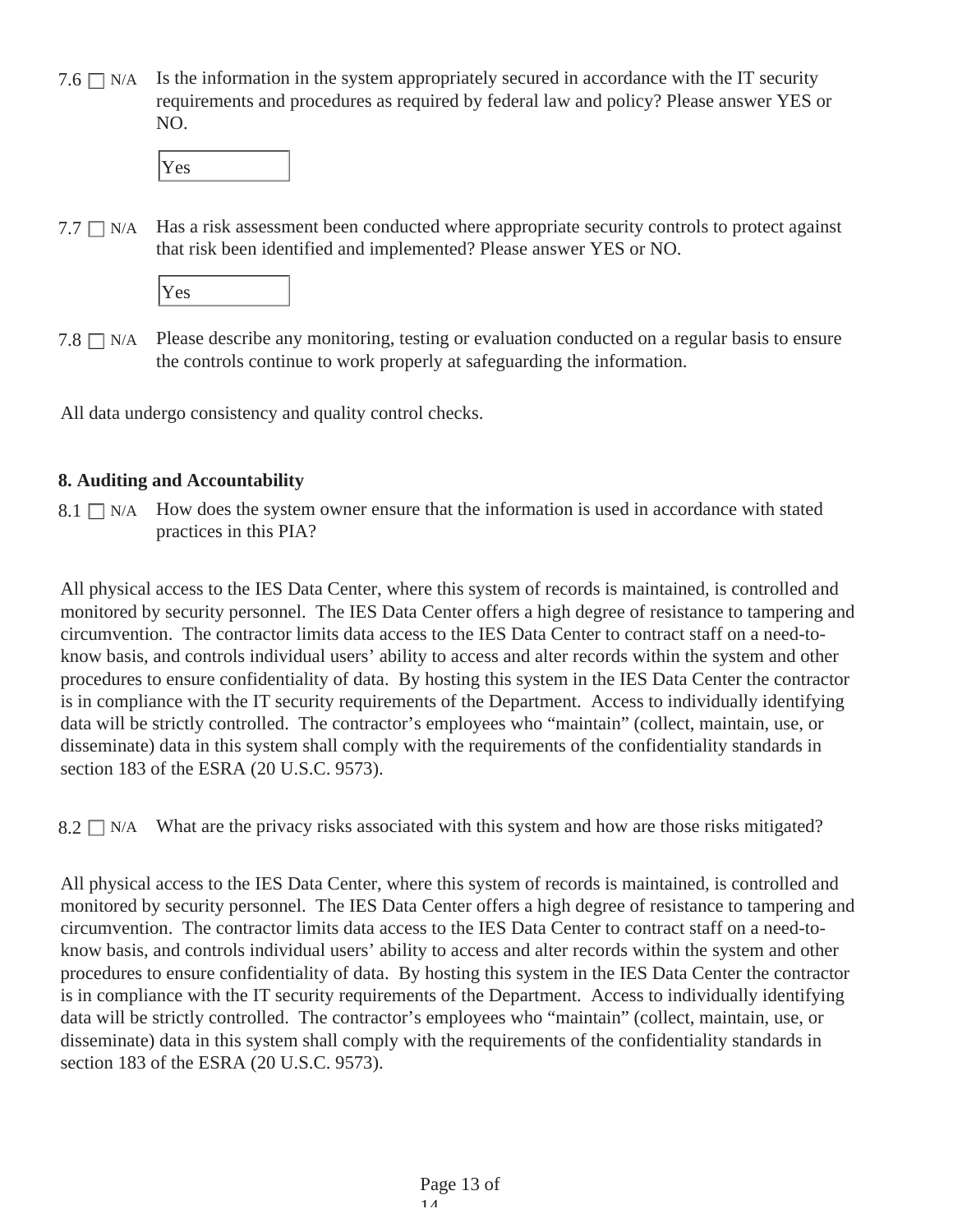7.6 ☐ N/A Is the information in the system appropriately secured in accordance with the IT security requirements and procedures as required by federal law and policy? Please answer YES or NO.

Yes

7.7 ☐ N/A Has a risk assessment been conducted where appropriate security controls to protect against that risk been identified and implemented? Please answer YES or NO.

Yes

7.8 ☐ N/A Please describe any monitoring, testing or evaluation conducted on a regular basis to ensure the controls continue to work properly at safeguarding the information.

All data undergo consistency and quality control checks.

**8. Auditing and Accountability**

8.1 ☐ N/A How does the system owner ensure that the information is used in accordance with stated practices in this PIA?

All physical access to the IES Data Center, where this system of records is maintained, is controlled and monitored by security personnel. The IES Data Center offers a high degree of resistance to tampering and circumvention. The contractor limits data access to the IES Data Center to contract staff on a need-to-know basis, and controls individual users' ability to access and alter records within the system and other procedures to ensure confidentiality of data. By hosting this system in the IES Data Center the contractor is in compliance with the IT security requirements of the Department. Access to individually identifying data will be strictly controlled. The contractor's employees who "maintain" (collect, maintain, use, or disseminate) data in this system shall comply with the requirements of the confidentiality standards in section 183 of the ESRA (20 U.S.C. 9573).

8.2 ☐ N/A What are the privacy risks associated with this system and how are those risks mitigated?

All physical access to the IES Data Center, where this system of records is maintained, is controlled and monitored by security personnel. The IES Data Center offers a high degree of resistance to tampering and circumvention. The contractor limits data access to the IES Data Center to contract staff on a need-to-know basis, and controls individual users' ability to access and alter records within the system and other procedures to ensure confidentiality of data. By hosting this system in the IES Data Center the contractor is in compliance with the IT security requirements of the Department. Access to individually identifying data will be strictly controlled. The contractor's employees who "maintain" (collect, maintain, use, or disseminate) data in this system shall comply with the requirements of the confidentiality standards in section 183 of the ESRA (20 U.S.C. 9573).